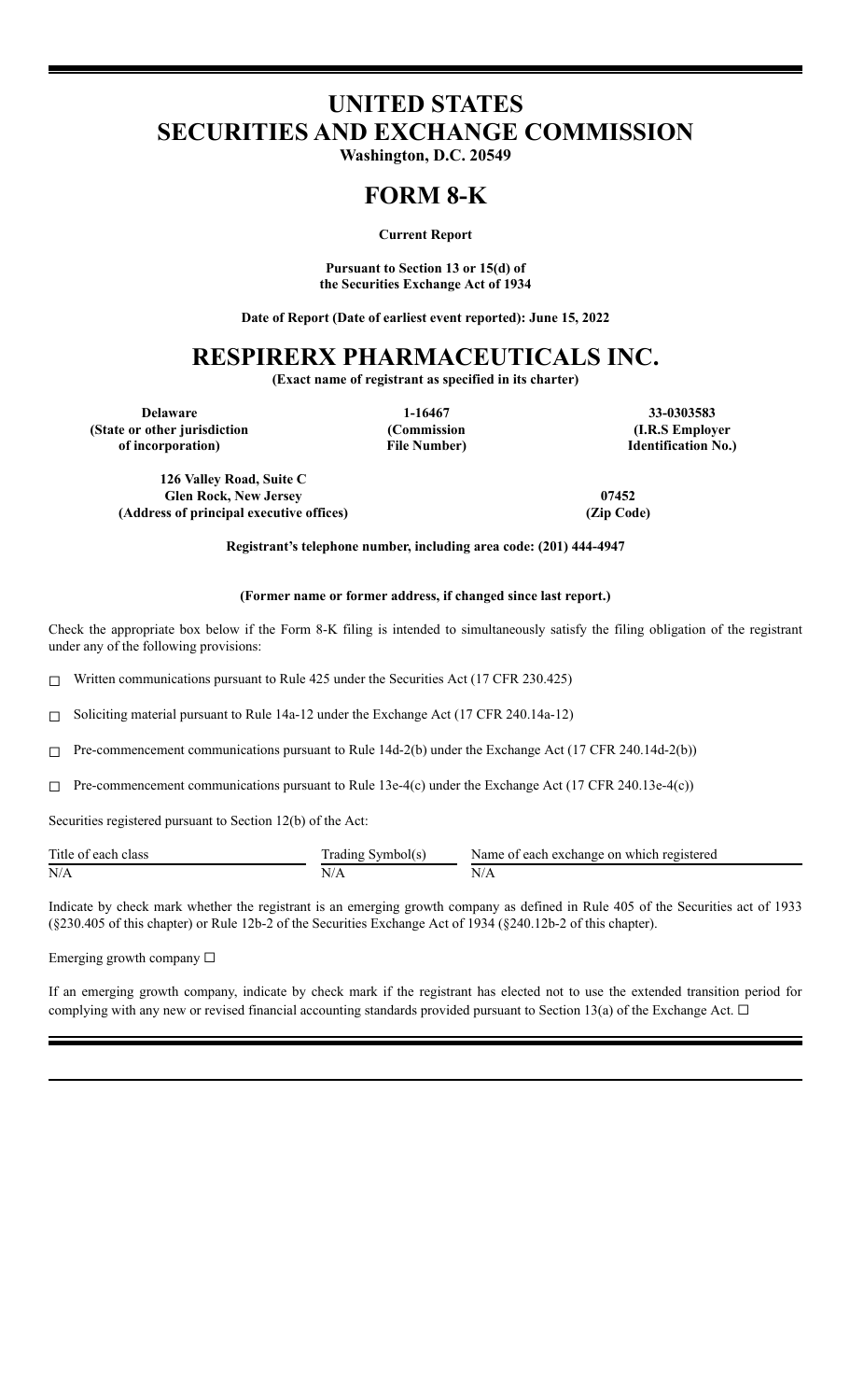# UNITED STATES
# SECURITIES AND EXCHANGE COMMISSION

**Washington, D.C. 20549**

# FORM 8-K

**Current Report**

**Pursuant to Section 13 or 15(d) of the Securities Exchange Act of 1934**

**Date of Report (Date of earliest event reported): June 15, 2022**

# RESPIRERX PHARMACEUTICALS INC.

**(Exact name of registrant as specified in its charter)**

| **Delaware** | **1-16467** | **33-0303583** |
|---|---|---|
| **(State or other jurisdiction of incorporation)** | **(Commission File Number)** | **(I.R.S Employer Identification No.)** |

| **126 Valley Road, Suite C Glen Rock, New Jersey** | **07452** |
|---|---|
| **(Address of principal executive offices)** | **(Zip Code)** |

**Registrant's telephone number, including area code: (201) 444-4947**

**(Former name or former address, if changed since last report.)**

Check the appropriate box below if the Form 8-K filing is intended to simultaneously satisfy the filing obligation of the registrant under any of the following provisions:

☐ Written communications pursuant to Rule 425 under the Securities Act (17 CFR 230.425)

☐ Soliciting material pursuant to Rule 14a-12 under the Exchange Act (17 CFR 240.14a-12)

☐ Pre-commencement communications pursuant to Rule 14d-2(b) under the Exchange Act (17 CFR 240.14d-2(b))

☐ Pre-commencement communications pursuant to Rule 13e-4(c) under the Exchange Act (17 CFR 240.13e-4(c))

Securities registered pursuant to Section 12(b) of the Act:

| Title of each class | Trading Symbol(s) | Name of each exchange on which registered |
|---|---|---|
| N/A | N/A | N/A |

Indicate by check mark whether the registrant is an emerging growth company as defined in Rule 405 of the Securities act of 1933 (§230.405 of this chapter) or Rule 12b-2 of the Securities Exchange Act of 1934 (§240.12b-2 of this chapter).

Emerging growth company ☐

If an emerging growth company, indicate by check mark if the registrant has elected not to use the extended transition period for complying with any new or revised financial accounting standards provided pursuant to Section 13(a) of the Exchange Act. ☐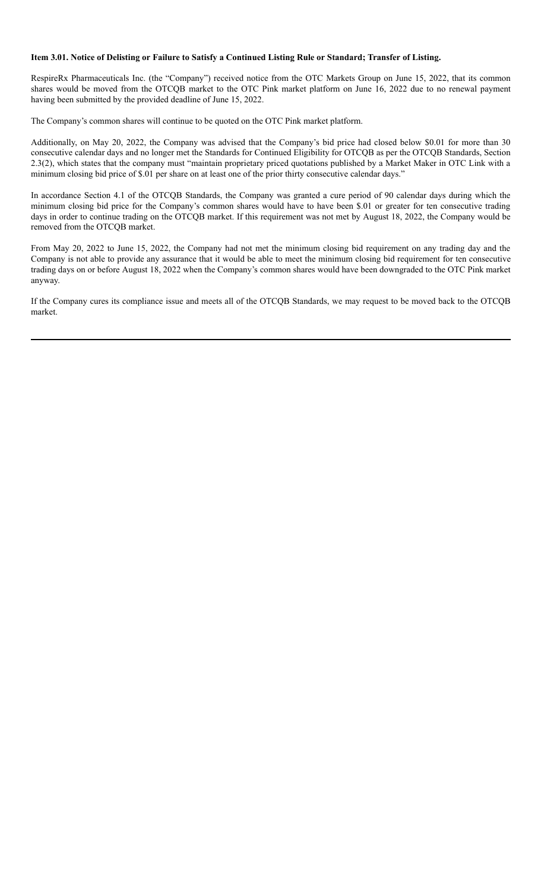**Item 3.01. Notice of Delisting or Failure to Satisfy a Continued Listing Rule or Standard; Transfer of Listing.**

RespireRx Pharmaceuticals Inc. (the "Company") received notice from the OTC Markets Group on June 15, 2022, that its common shares would be moved from the OTCQB market to the OTC Pink market platform on June 16, 2022 due to no renewal payment having been submitted by the provided deadline of June 15, 2022.

The Company's common shares will continue to be quoted on the OTC Pink market platform.

Additionally, on May 20, 2022, the Company was advised that the Company's bid price had closed below $0.01 for more than 30 consecutive calendar days and no longer met the Standards for Continued Eligibility for OTCQB as per the OTCQB Standards, Section 2.3(2), which states that the company must "maintain proprietary priced quotations published by a Market Maker in OTC Link with a minimum closing bid price of $.01 per share on at least one of the prior thirty consecutive calendar days."

In accordance Section 4.1 of the OTCQB Standards, the Company was granted a cure period of 90 calendar days during which the minimum closing bid price for the Company's common shares would have to have been $.01 or greater for ten consecutive trading days in order to continue trading on the OTCQB market. If this requirement was not met by August 18, 2022, the Company would be removed from the OTCQB market.

From May 20, 2022 to June 15, 2022, the Company had not met the minimum closing bid requirement on any trading day and the Company is not able to provide any assurance that it would be able to meet the minimum closing bid requirement for ten consecutive trading days on or before August 18, 2022 when the Company's common shares would have been downgraded to the OTC Pink market anyway.

If the Company cures its compliance issue and meets all of the OTCQB Standards, we may request to be moved back to the OTCQB market.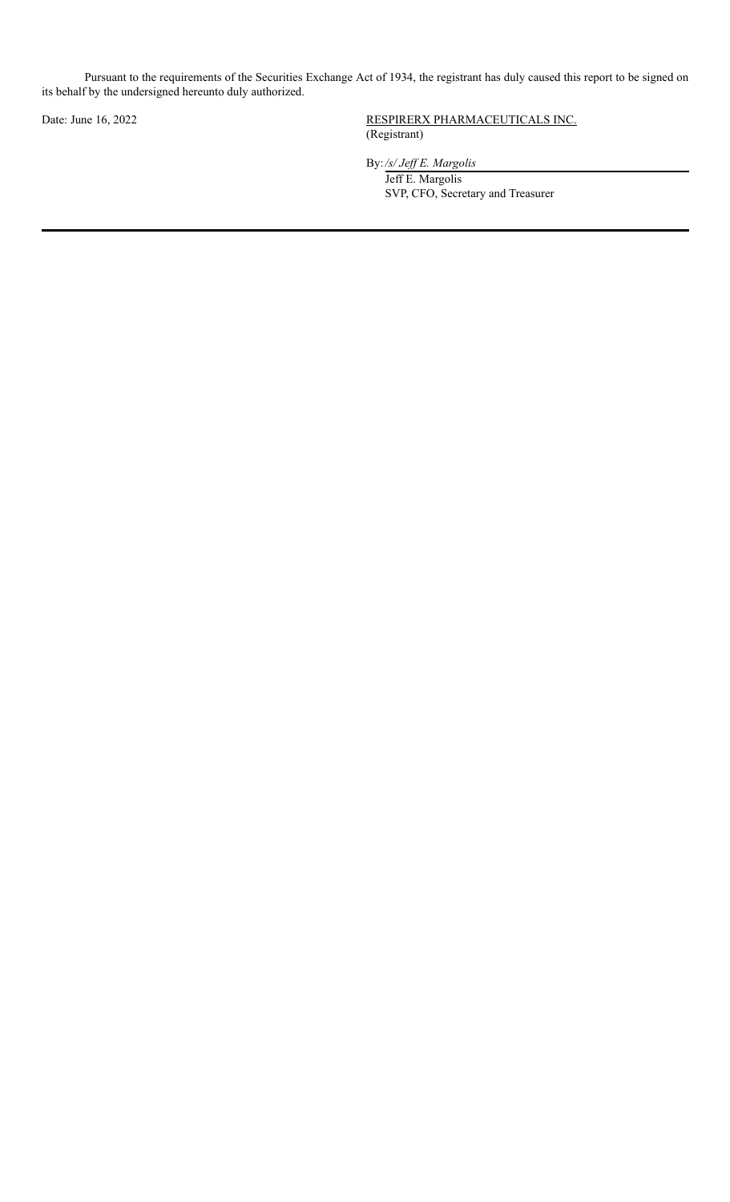Pursuant to the requirements of the Securities Exchange Act of 1934, the registrant has duly caused this report to be signed on its behalf by the undersigned hereunto duly authorized.

| | |
|---|---|
| Date: June 16, 2022 | RESPIRERX PHARMACEUTICALS INC. |
| | (Registrant) |
| | By: */s/ Jeff E. Margolis* |
| | Jeff E. Margolis |
| | SVP, CFO, Secretary and Treasurer |